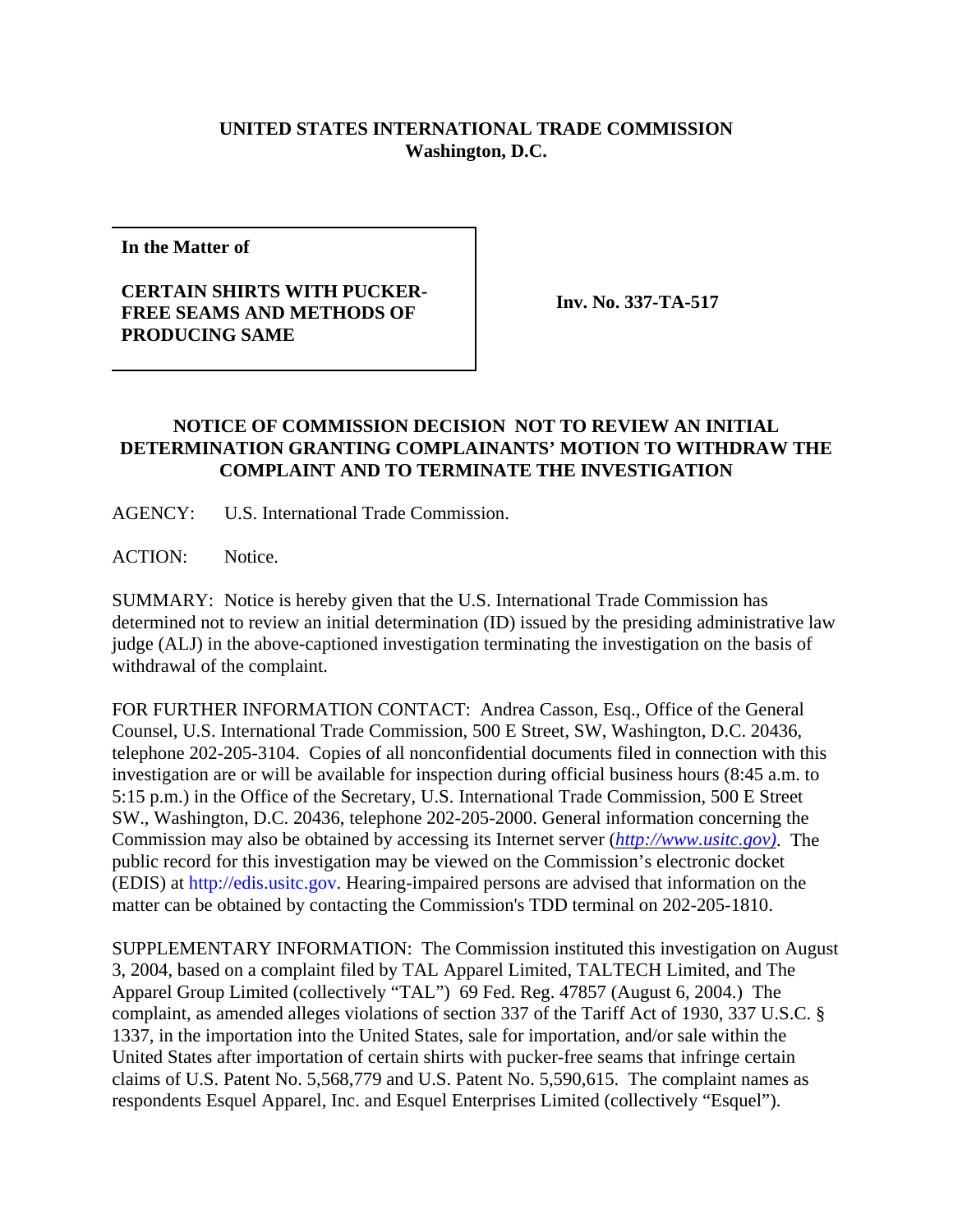**UNITED STATES INTERNATIONAL TRADE COMMISSION**
**Washington, D.C.**

| **In the Matter of**<br><br>**CERTAIN SHIRTS WITH PUCKER-FREE SEAMS AND METHODS OF PRODUCING SAME** | **Inv. No. 337-TA-517** |
|---|---|

## NOTICE OF COMMISSION DECISION NOT TO REVIEW AN INITIAL DETERMINATION GRANTING COMPLAINANTS' MOTION TO WITHDRAW THE COMPLAINT AND TO TERMINATE THE INVESTIGATION

AGENCY: U.S. International Trade Commission.

ACTION: Notice.

SUMMARY: Notice is hereby given that the U.S. International Trade Commission has determined not to review an initial determination (ID) issued by the presiding administrative law judge (ALJ) in the above-captioned investigation terminating the investigation on the basis of withdrawal of the complaint.

FOR FURTHER INFORMATION CONTACT: Andrea Casson, Esq., Office of the General Counsel, U.S. International Trade Commission, 500 E Street, SW, Washington, D.C. 20436, telephone 202-205-3104. Copies of all nonconfidential documents filed in connection with this investigation are or will be available for inspection during official business hours (8:45 a.m. to 5:15 p.m.) in the Office of the Secretary, U.S. International Trade Commission, 500 E Street SW., Washington, D.C. 20436, telephone 202-205-2000. General information concerning the Commission may also be obtained by accessing its Internet server (*http://www.usitc.gov)*. The public record for this investigation may be viewed on the Commission's electronic docket (EDIS) at http://edis.usitc.gov. Hearing-impaired persons are advised that information on the matter can be obtained by contacting the Commission's TDD terminal on 202-205-1810.

SUPPLEMENTARY INFORMATION: The Commission instituted this investigation on August 3, 2004, based on a complaint filed by TAL Apparel Limited, TALTECH Limited, and The Apparel Group Limited (collectively "TAL") 69 Fed. Reg. 47857 (August 6, 2004.) The complaint, as amended alleges violations of section 337 of the Tariff Act of 1930, 337 U.S.C. § 1337, in the importation into the United States, sale for importation, and/or sale within the United States after importation of certain shirts with pucker-free seams that infringe certain claims of U.S. Patent No. 5,568,779 and U.S. Patent No. 5,590,615. The complaint names as respondents Esquel Apparel, Inc. and Esquel Enterprises Limited (collectively "Esquel").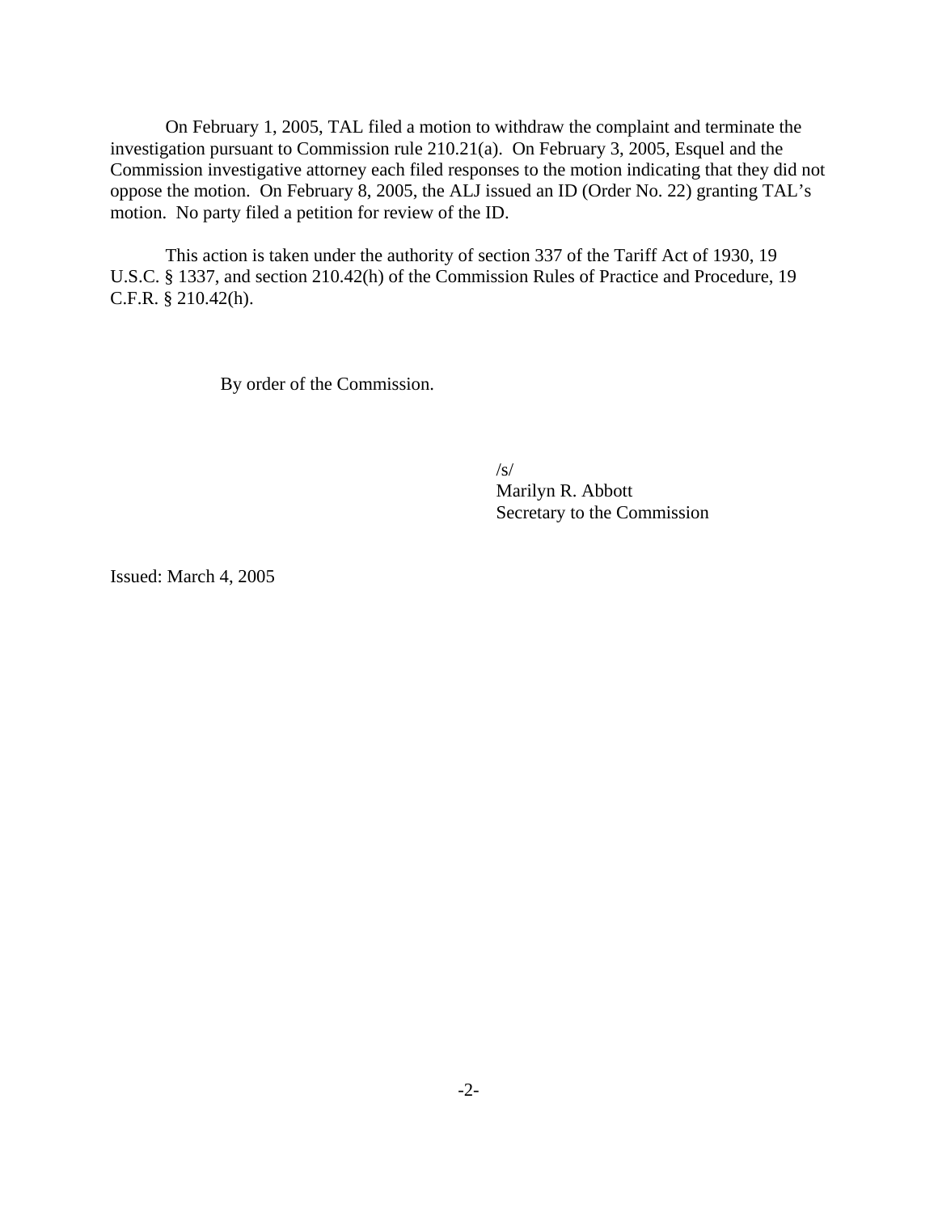On February 1, 2005, TAL filed a motion to withdraw the complaint and terminate the investigation pursuant to Commission rule 210.21(a). On February 3, 2005, Esquel and the Commission investigative attorney each filed responses to the motion indicating that they did not oppose the motion. On February 8, 2005, the ALJ issued an ID (Order No. 22) granting TAL's motion. No party filed a petition for review of the ID.

This action is taken under the authority of section 337 of the Tariff Act of 1930, 19 U.S.C. § 1337, and section 210.42(h) of the Commission Rules of Practice and Procedure, 19 C.F.R. § 210.42(h).

By order of the Commission.

/s/
Marilyn R. Abbott
Secretary to the Commission

Issued: March 4, 2005